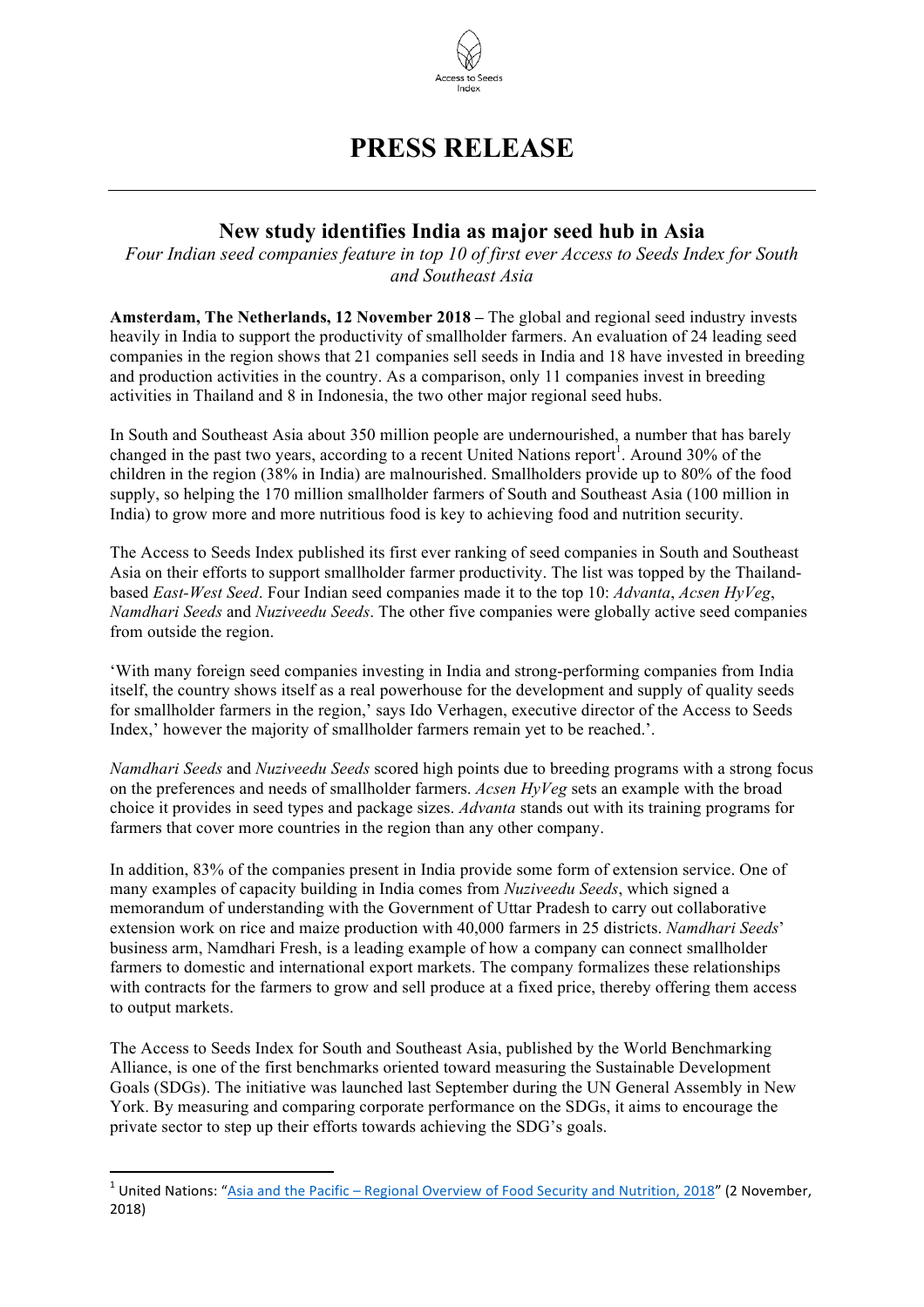# PRESS RELEASE

## New study identifies India as major seed hub in Asia

*Four Indian seed companies feature in top 10 of first ever Access to Seeds Index for South and Southeast Asia*

**Amsterdam, The Netherlands, 12 November 2018 –** The global and regional seed industry invests heavily in India to support the productivity of smallholder farmers. An evaluation of 24 leading seed companies in the region shows that 21 companies sell seeds in India and 18 have invested in breeding and production activities in the country. As a comparison, only 11 companies invest in breeding activities in Thailand and 8 in Indonesia, the two other major regional seed hubs.

In South and Southeast Asia about 350 million people are undernourished, a number that has barely changed in the past two years, according to a recent United Nations report[1]. Around 30% of the children in the region (38% in India) are malnourished. Smallholders provide up to 80% of the food supply, so helping the 170 million smallholder farmers of South and Southeast Asia (100 million in India) to grow more and more nutritious food is key to achieving food and nutrition security.

The Access to Seeds Index published its first ever ranking of seed companies in South and Southeast Asia on their efforts to support smallholder farmer productivity. The list was topped by the Thailand-based *East-West Seed*. Four Indian seed companies made it to the top 10: *Advanta*, *Acsen HyVeg*, *Namdhari Seeds* and *Nuziveedu Seeds*. The other five companies were globally active seed companies from outside the region.

'With many foreign seed companies investing in India and strong-performing companies from India itself, the country shows itself as a real powerhouse for the development and supply of quality seeds for smallholder farmers in the region,' says Ido Verhagen, executive director of the Access to Seeds Index,' however the majority of smallholder farmers remain yet to be reached.'.

*Namdhari Seeds* and *Nuziveedu Seeds* scored high points due to breeding programs with a strong focus on the preferences and needs of smallholder farmers. *Acsen HyVeg* sets an example with the broad choice it provides in seed types and package sizes. *Advanta* stands out with its training programs for farmers that cover more countries in the region than any other company.

In addition, 83% of the companies present in India provide some form of extension service. One of many examples of capacity building in India comes from *Nuziveedu Seeds*, which signed a memorandum of understanding with the Government of Uttar Pradesh to carry out collaborative extension work on rice and maize production with 40,000 farmers in 25 districts. *Namdhari Seeds*' business arm, Namdhari Fresh, is a leading example of how a company can connect smallholder farmers to domestic and international export markets. The company formalizes these relationships with contracts for the farmers to grow and sell produce at a fixed price, thereby offering them access to output markets.

The Access to Seeds Index for South and Southeast Asia, published by the World Benchmarking Alliance, is one of the first benchmarks oriented toward measuring the Sustainable Development Goals (SDGs). The initiative was launched last September during the UN General Assembly in New York. By measuring and comparing corporate performance on the SDGs, it aims to encourage the private sector to step up their efforts towards achieving the SDG's goals.

---

[1] United Nations: "Asia and the Pacific – Regional Overview of Food Security and Nutrition, 2018" (2 November, 2018)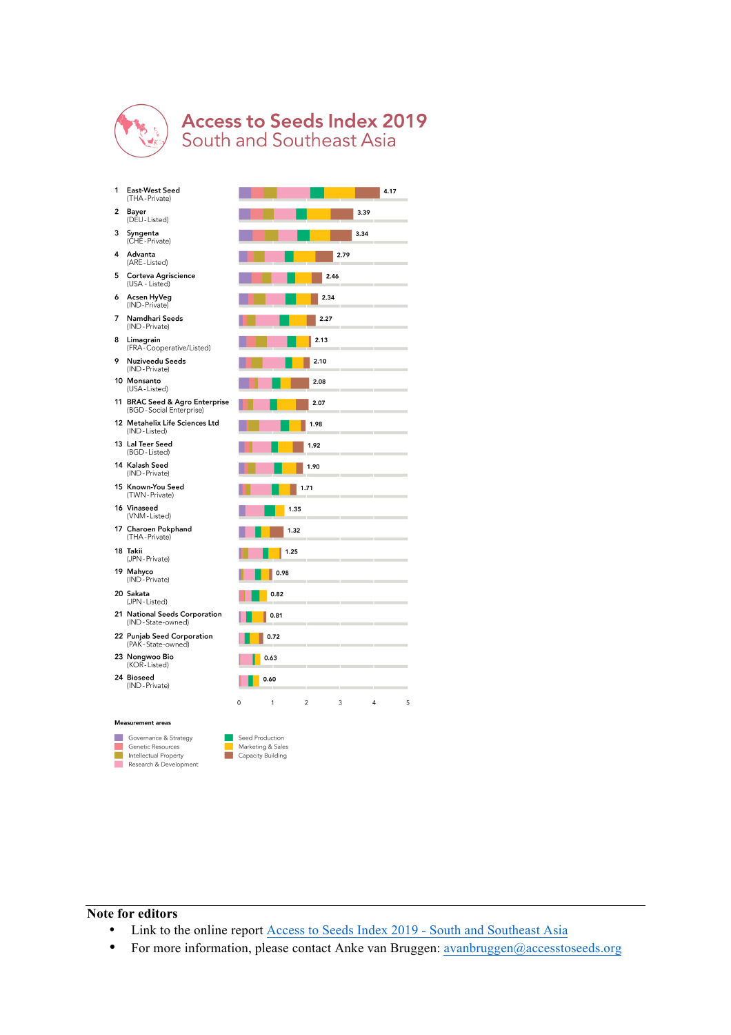# Access to Seeds Index 2019
## South and Southeast Asia

1 East-West Seed (THA - Private) 4.17
2 Bayer (DEU - Listed) 3.39
3 Syngenta (CHE - Private) 3.34
4 Advanta (ARE - Listed) 2.79
5 Corteva Agriscience (USA - Listed) 2.46
6 Acsen HyVeg (IND - Private) 2.34
7 Namdhari Seeds (IND - Private) 2.27
8 Limagrain (FRA - Cooperative/Listed) 2.13
9 Nuziveedu Seeds (IND - Private) 2.10
10 Monsanto (USA - Listed) 2.08
11 BRAC Seed & Agro Enterprise (BGD - Social Enterprise) 2.07
12 Metahelix Life Sciences Ltd (IND - Listed) 1.98
13 Lal Teer Seed (BGD - Listed) 1.92
14 Kalash Seed (IND - Private) 1.90
15 Known-You Seed (TWN - Private) 1.71
16 Vinaseed (VNM - Listed) 1.35
17 Charoen Pokphand (THA - Private) 1.32
18 Takii (JPN - Private) 1.25
19 Mahyco (IND - Private) 0.98
20 Sakata (JPN - Listed) 0.82
21 National Seeds Corporation (IND - State-owned) 0.81
22 Punjab Seed Corporation (PAK - State-owned) 0.72
23 Nongwoo Bio (KOR - Listed) 0.63
24 Bioseed (IND - Private) 0.60

0 1 2 3 4 5

**Measurement areas**

Governance & Strategy
Genetic Resources
Intellectual Property
Research & Development
Seed Production
Marketing & Sales
Capacity Building

---

**Note for editors**

- Link to the online report Access to Seeds Index 2019 - South and Southeast Asia
- For more information, please contact Anke van Bruggen: avanbruggen@accesstoseeds.org